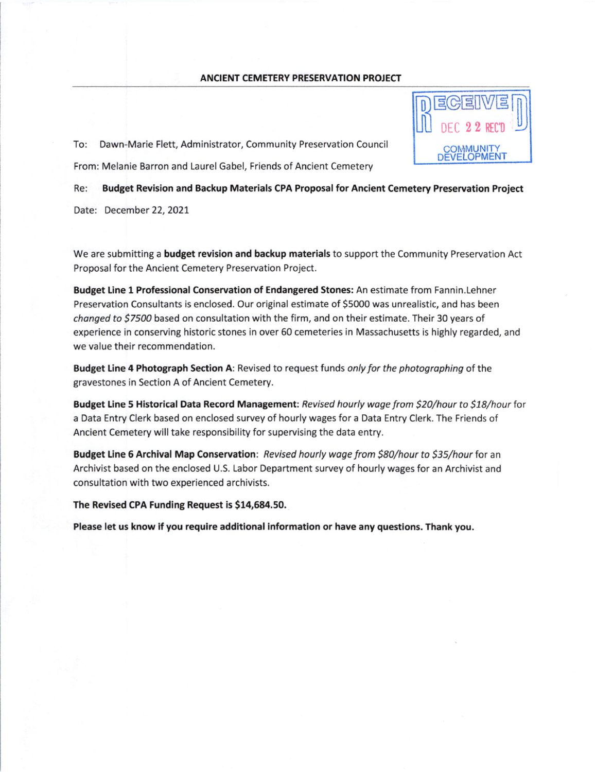## ANCIENT CEMETERY PRESERVATION PROJECT

RECEIVED
DEC 22 REC'D
COMMUNITY DEVELOPMENT

To: Dawn-Marie Flett, Administrator, Community Preservation Council

From: Melanie Barron and Laurel Gabel, Friends of Ancient Cemetery

Re: **Budget Revision and Backup Materials CPA Proposal for Ancient Cemetery Preservation Project**

Date: December 22, 2021

We are submitting a **budget revision and backup materials** to support the Community Preservation Act Proposal for the Ancient Cemetery Preservation Project.

**Budget Line 1 Professional Conservation of Endangered Stones:** An estimate from Fannin.Lehner Preservation Consultants is enclosed. Our original estimate of $5000 was unrealistic, and has been *changed to $7500* based on consultation with the firm, and on their estimate. Their 30 years of experience in conserving historic stones in over 60 cemeteries in Massachusetts is highly regarded, and we value their recommendation.

**Budget Line 4 Photograph Section A**: Revised to request funds *only for the photographing* of the gravestones in Section A of Ancient Cemetery.

**Budget Line 5 Historical Data Record Management:** *Revised hourly wage from $20/hour to $18/hour* for a Data Entry Clerk based on enclosed survey of hourly wages for a Data Entry Clerk. The Friends of Ancient Cemetery will take responsibility for supervising the data entry.

**Budget Line 6 Archival Map Conservation**: *Revised hourly wage from $80/hour to $35/hour* for an Archivist based on the enclosed U.S. Labor Department survey of hourly wages for an Archivist and consultation with two experienced archivists.

**The Revised CPA Funding Request is $14,684.50.**

**Please let us know if you require additional information or have any questions. Thank you.**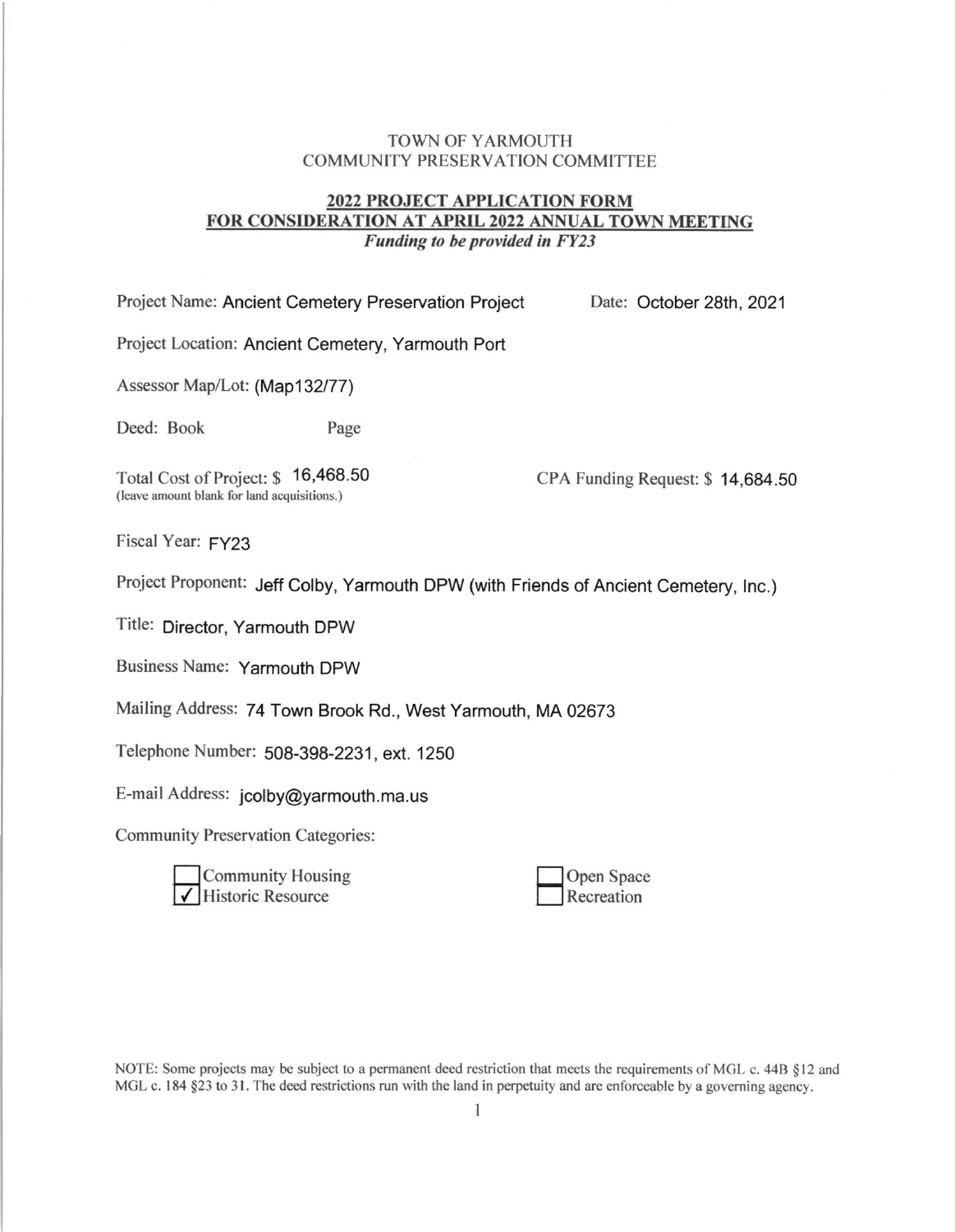TOWN OF YARMOUTH
COMMUNITY PRESERVATION COMMITTEE

**2022 PROJECT APPLICATION FORM**
**FOR CONSIDERATION AT APRIL 2022 ANNUAL TOWN MEETING**
***Funding to be provided in FY23***

Project Name: Ancient Cemetery Preservation Project    Date: October 28th, 2021

Project Location: Ancient Cemetery, Yarmouth Port

Assessor Map/Lot: (Map132/77)

Deed: Book    Page

Total Cost of Project: $ 16,468.50    CPA Funding Request: $ 14,684.50
(leave amount blank for land acquisitions.)

Fiscal Year: FY23

Project Proponent: Jeff Colby, Yarmouth DPW (with Friends of Ancient Cemetery, Inc.)

Title: Director, Yarmouth DPW

Business Name: Yarmouth DPW

Mailing Address: 74 Town Brook Rd., West Yarmouth, MA 02673

Telephone Number: 508-398-2231, ext. 1250

E-mail Address: jcolby@yarmouth.ma.us

Community Preservation Categories:

- [ ] Community Housing
- [x] Historic Resource
- [ ] Open Space
- [ ] Recreation

NOTE: Some projects may be subject to a permanent deed restriction that meets the requirements of MGL c. 44B §12 and MGL c. 184 §23 to 31. The deed restrictions run with the land in perpetuity and are enforceable by a governing agency.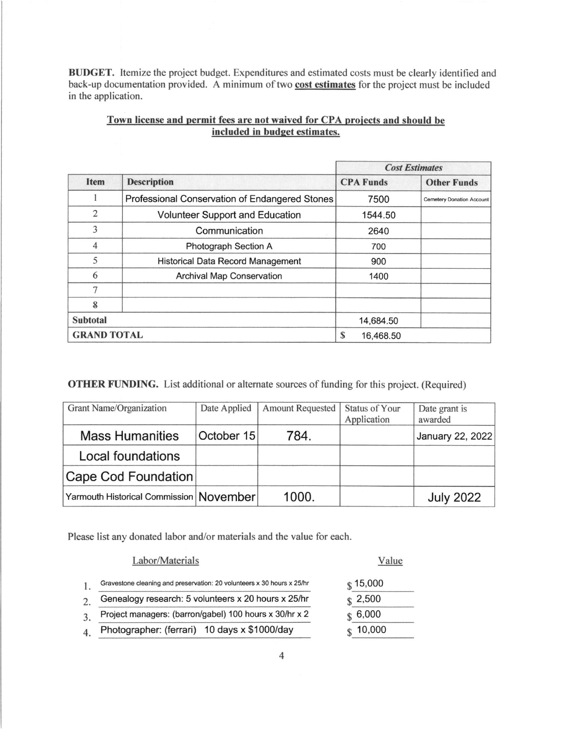**BUDGET.** Itemize the project budget. Expenditures and estimated costs must be clearly identified and back-up documentation provided. A minimum of two **cost estimates** for the project must be included in the application.

**Town license and permit fees are not waived for CPA projects and should be included in budget estimates.**

| | | *Cost Estimates* | |
|---|---|---|---|
| **Item** | **Description** | **CPA Funds** | **Other Funds** |
| 1 | Professional Conservation of Endangered Stones | 7500 | Cemetery Donation Account |
| 2 | Volunteer Support and Education | 1544.50 | |
| 3 | Communication | 2640 | |
| 4 | Photograph Section A | 700 | |
| 5 | Historical Data Record Management | 900 | |
| 6 | Archival Map Conservation | 1400 | |
| 7 | | | |
| 8 | | | |
| **Subtotal** | | 14,684.50 | |
| **GRAND TOTAL** | | $ 16,468.50 | |

**OTHER FUNDING.** List additional or alternate sources of funding for this project. (Required)

| Grant Name/Organization | Date Applied | Amount Requested | Status of Your Application | Date grant is awarded |
|---|---|---|---|---|
| Mass Humanities | October 15 | 784. | | January 22, 2022 |
| Local foundations | | | | |
| Cape Cod Foundation | | | | |
| Yarmouth Historical Commission | November | 1000. | | July 2022 |

Please list any donated labor and/or materials and the value for each.

| Labor/Materials | Value |
|---|---|
| 1. Gravestone cleaning and preservation: 20 volunteers x 30 hours x 25/hr | $ 15,000 |
| 2. Genealogy research: 5 volunteers x 20 hours x 25/hr | $ 2,500 |
| 3. Project managers: (barron/gabel) 100 hours x 30/hr x 2 | $ 6,000 |
| 4. Photographer: (ferrari) 10 days x $1000/day | $ 10,000 |